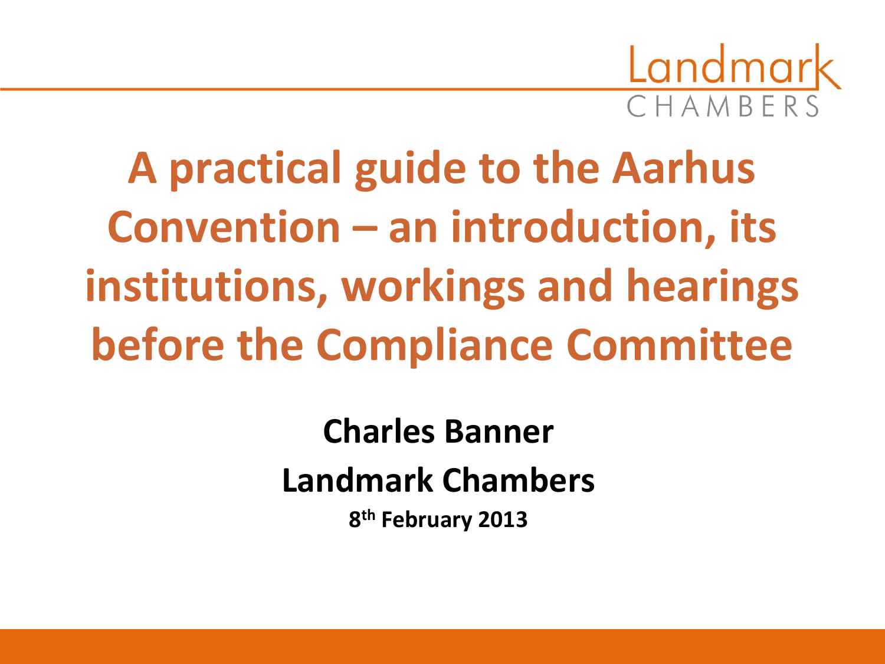Landmark
CHAMBERS

# A practical guide to the Aarhus Convention – an introduction, its institutions, workings and hearings before the Compliance Committee

**Charles Banner**

**Landmark Chambers**

**8th February 2013**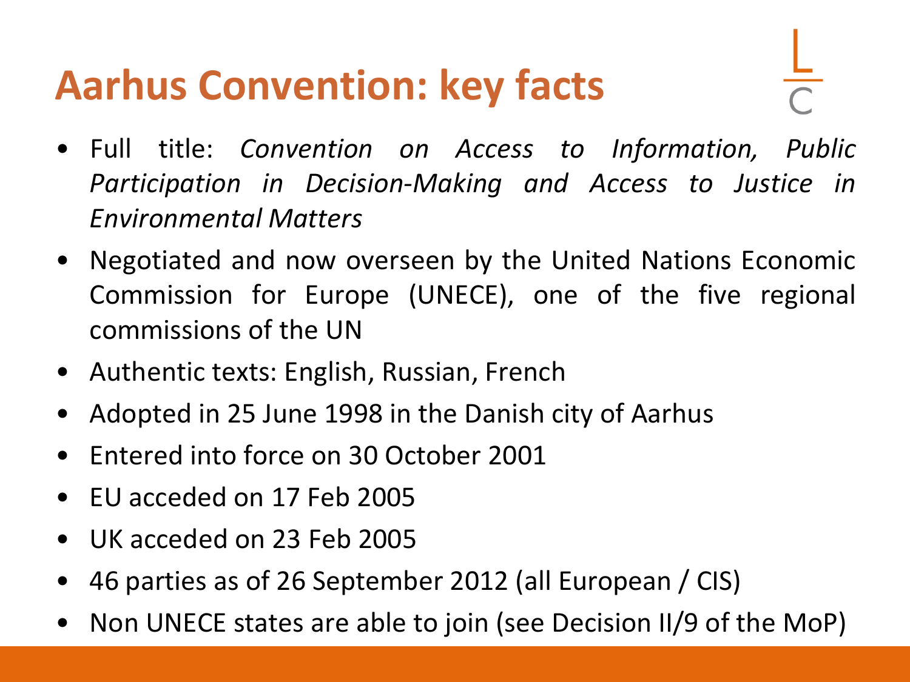# Aarhus Convention: key facts

- Full title: *Convention on Access to Information, Public Participation in Decision-Making and Access to Justice in Environmental Matters*
- Negotiated and now overseen by the United Nations Economic Commission for Europe (UNECE), one of the five regional commissions of the UN
- Authentic texts: English, Russian, French
- Adopted in 25 June 1998 in the Danish city of Aarhus
- Entered into force on 30 October 2001
- EU acceded on 17 Feb 2005
- UK acceded on 23 Feb 2005
- 46 parties as of 26 September 2012 (all European / CIS)
- Non UNECE states are able to join (see Decision II/9 of the MoP)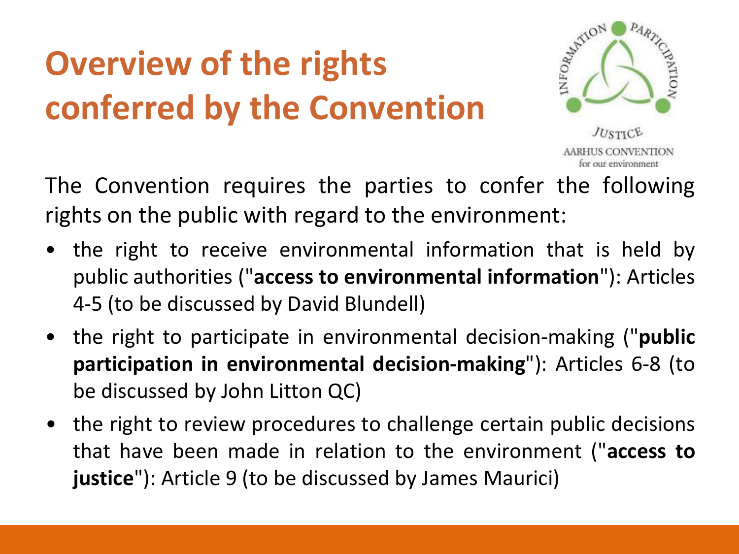# Overview of the rights conferred by the Convention

The Convention requires the parties to confer the following rights on the public with regard to the environment:

- the right to receive environmental information that is held by public authorities ("**access to environmental information**"): Articles 4-5 (to be discussed by David Blundell)
- the right to participate in environmental decision-making ("**public participation in environmental decision-making**"): Articles 6-8 (to be discussed by John Litton QC)
- the right to review procedures to challenge certain public decisions that have been made in relation to the environment ("**access to justice**"): Article 9 (to be discussed by James Maurici)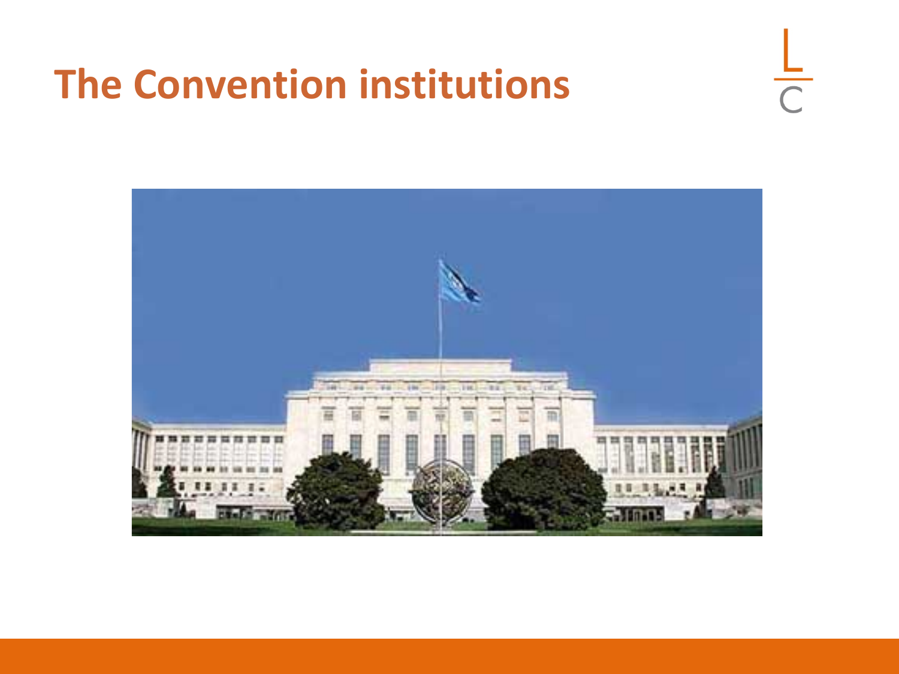# The Convention institutions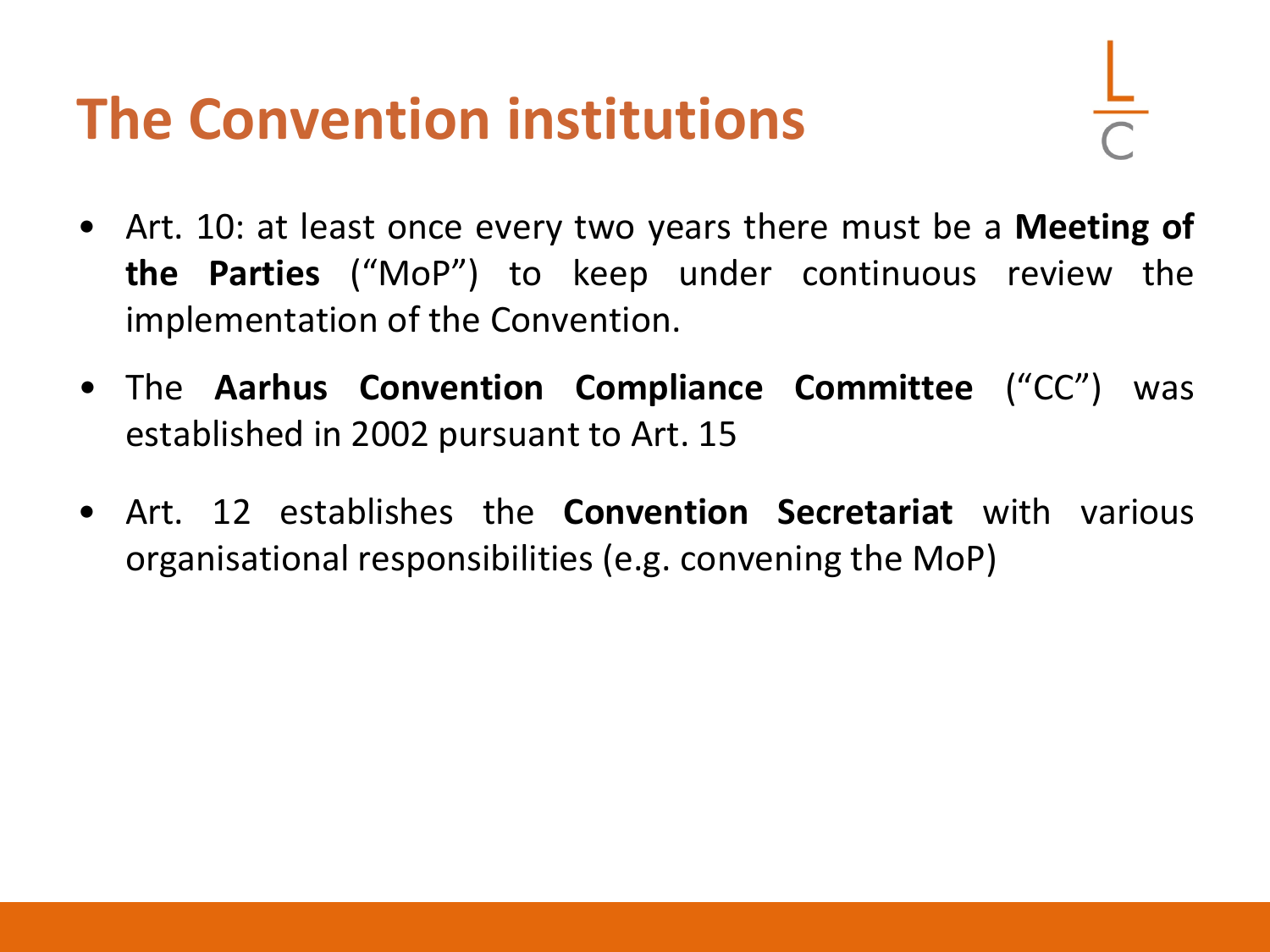# The Convention institutions

- Art. 10: at least once every two years there must be a **Meeting of the Parties** (“MoP”) to keep under continuous review the implementation of the Convention.
- The **Aarhus Convention Compliance Committee** (“CC”) was established in 2002 pursuant to Art. 15
- Art. 12 establishes the **Convention Secretariat** with various organisational responsibilities (e.g. convening the MoP)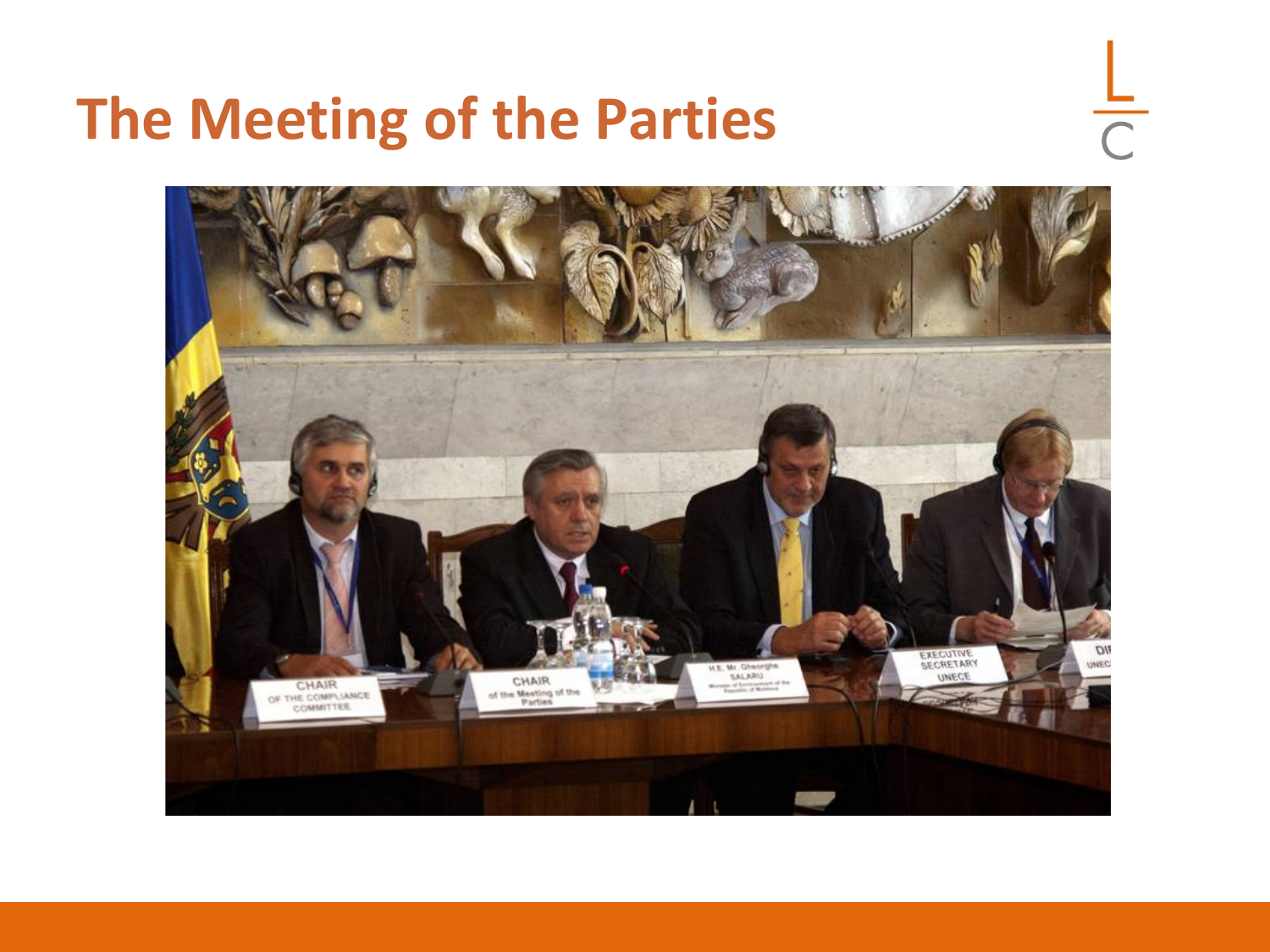# The Meeting of the Parties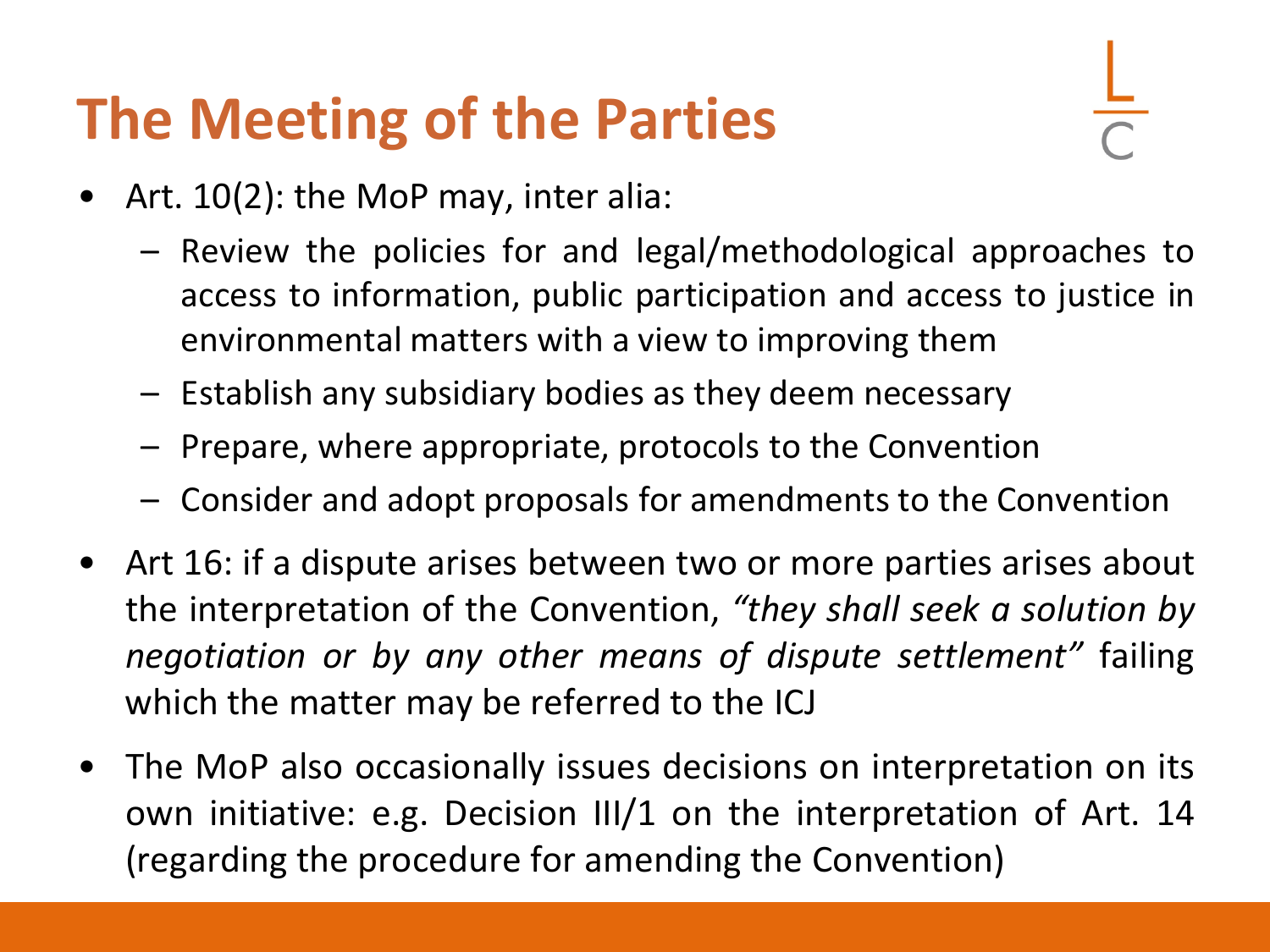# The Meeting of the Parties

- Art. 10(2): the MoP may, inter alia:
  - Review the policies for and legal/methodological approaches to access to information, public participation and access to justice in environmental matters with a view to improving them
  - Establish any subsidiary bodies as they deem necessary
  - Prepare, where appropriate, protocols to the Convention
  - Consider and adopt proposals for amendments to the Convention
- Art 16: if a dispute arises between two or more parties arises about the interpretation of the Convention, *"they shall seek a solution by negotiation or by any other means of dispute settlement"* failing which the matter may be referred to the ICJ
- The MoP also occasionally issues decisions on interpretation on its own initiative: e.g. Decision III/1 on the interpretation of Art. 14 (regarding the procedure for amending the Convention)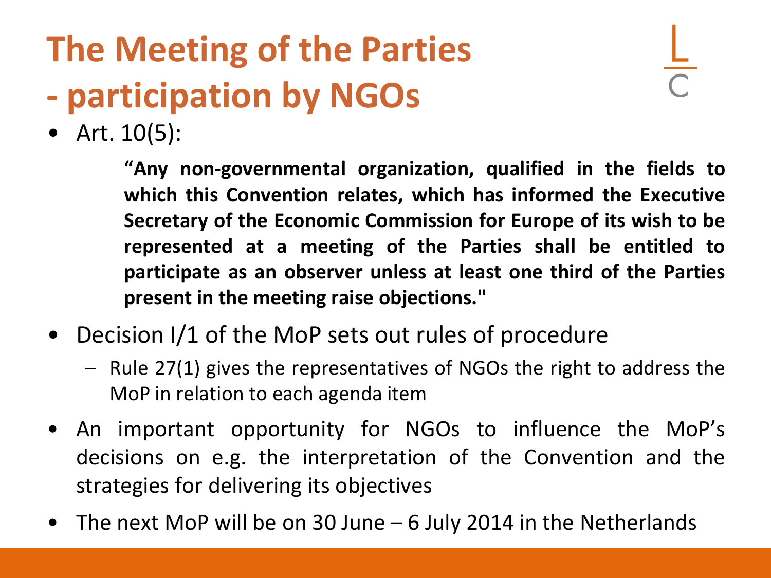# The Meeting of the Parties - participation by NGOs

- Art. 10(5):

  > **"Any non-governmental organization, qualified in the fields to which this Convention relates, which has informed the Executive Secretary of the Economic Commission for Europe of its wish to be represented at a meeting of the Parties shall be entitled to participate as an observer unless at least one third of the Parties present in the meeting raise objections."**

- Decision I/1 of the MoP sets out rules of procedure
  - Rule 27(1) gives the representatives of NGOs the right to address the MoP in relation to each agenda item
- An important opportunity for NGOs to influence the MoP's decisions on e.g. the interpretation of the Convention and the strategies for delivering its objectives
- The next MoP will be on 30 June – 6 July 2014 in the Netherlands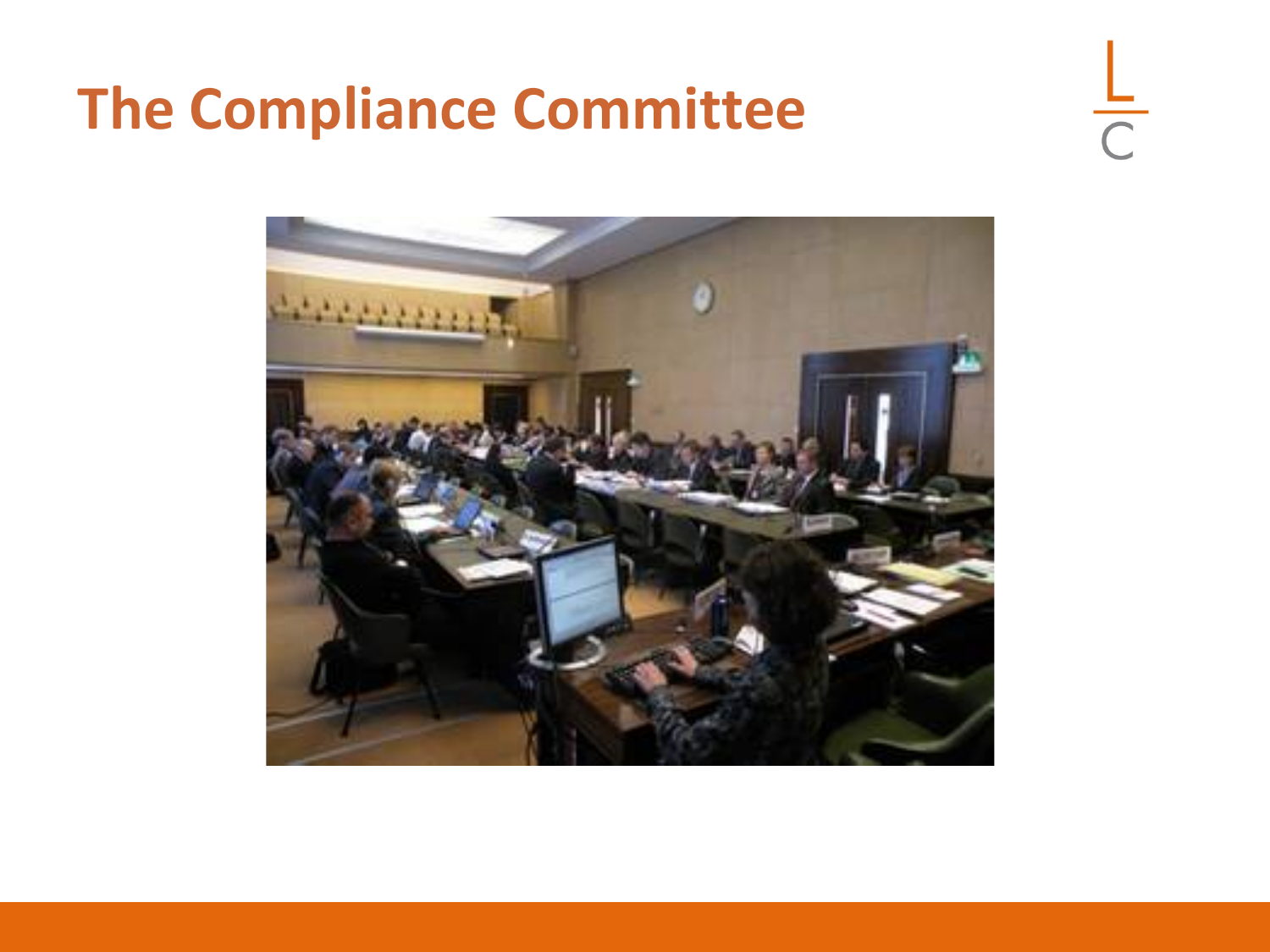# The Compliance Committee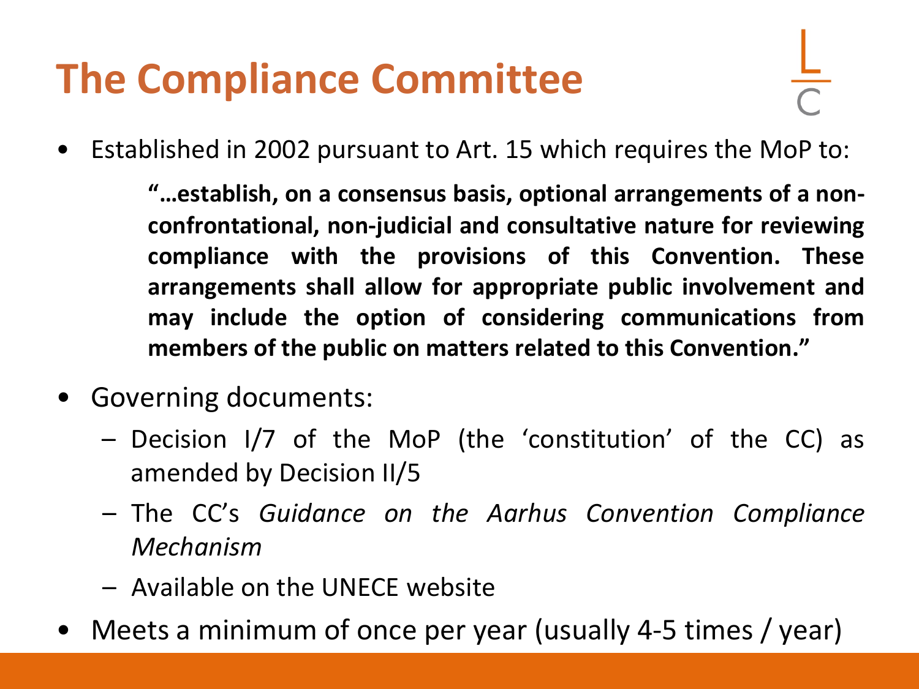# The Compliance Committee

- Established in 2002 pursuant to Art. 15 which requires the MoP to:

  > **"…establish, on a consensus basis, optional arrangements of a non-confrontational, non-judicial and consultative nature for reviewing compliance with the provisions of this Convention. These arrangements shall allow for appropriate public involvement and may include the option of considering communications from members of the public on matters related to this Convention."**

- Governing documents:
  - Decision I/7 of the MoP (the 'constitution' of the CC) as amended by Decision II/5
  - The CC's *Guidance on the Aarhus Convention Compliance Mechanism*
  - Available on the UNECE website
- Meets a minimum of once per year (usually 4-5 times / year)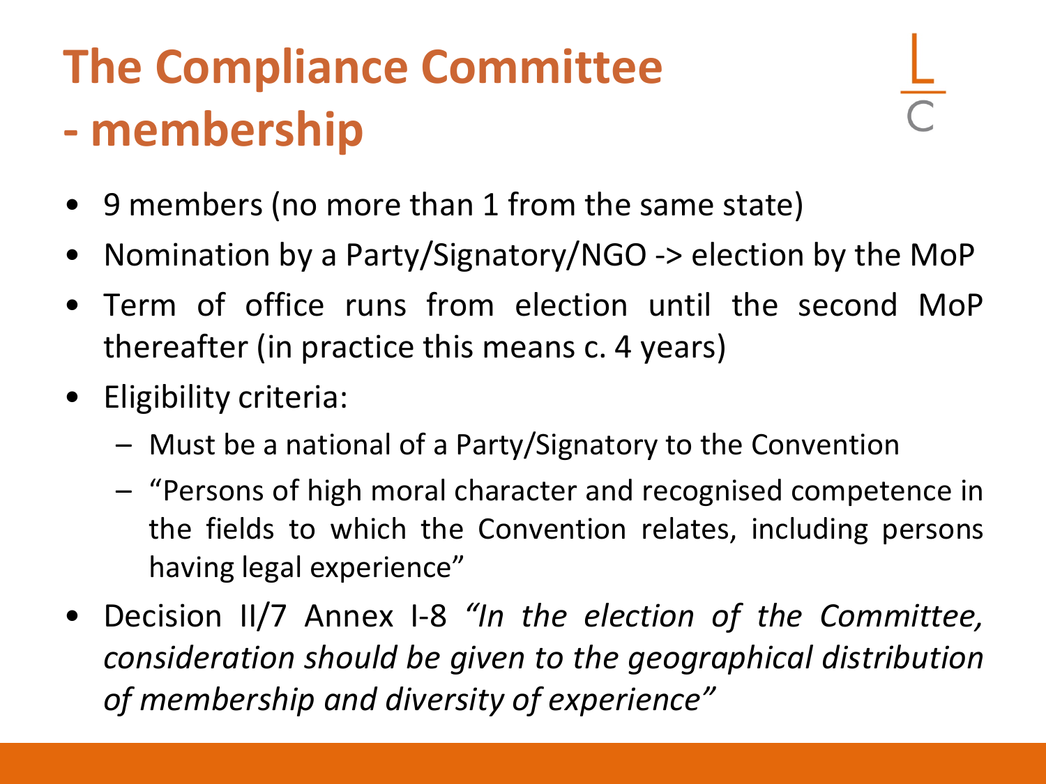# The Compliance Committee - membership

- 9 members (no more than 1 from the same state)
- Nomination by a Party/Signatory/NGO -> election by the MoP
- Term of office runs from election until the second MoP thereafter (in practice this means c. 4 years)
- Eligibility criteria:
  - Must be a national of a Party/Signatory to the Convention
  - "Persons of high moral character and recognised competence in the fields to which the Convention relates, including persons having legal experience"
- Decision II/7 Annex I-8 *"In the election of the Committee, consideration should be given to the geographical distribution of membership and diversity of experience"*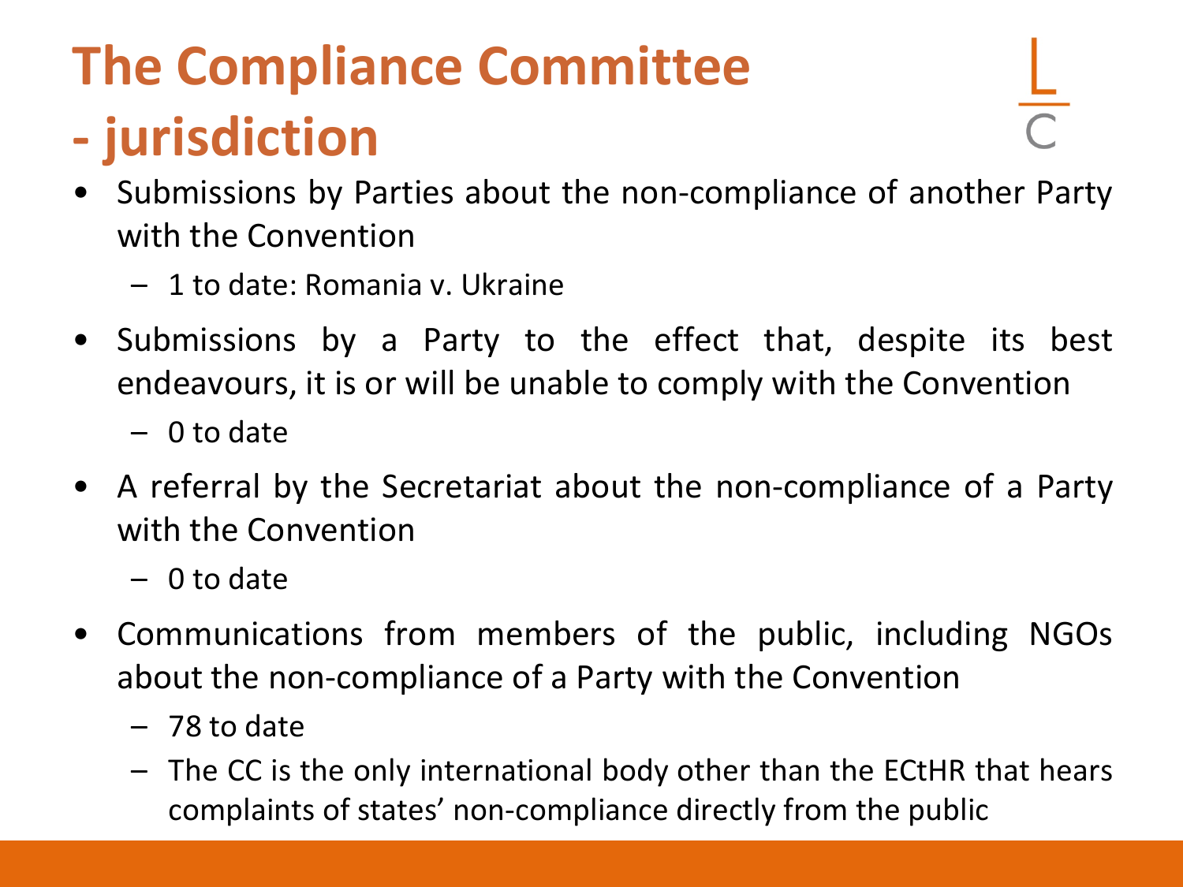# The Compliance Committee - jurisdiction

- Submissions by Parties about the non-compliance of another Party with the Convention
  - 1 to date: Romania v. Ukraine
- Submissions by a Party to the effect that, despite its best endeavours, it is or will be unable to comply with the Convention
  - 0 to date
- A referral by the Secretariat about the non-compliance of a Party with the Convention
  - 0 to date
- Communications from members of the public, including NGOs about the non-compliance of a Party with the Convention
  - 78 to date
  - The CC is the only international body other than the ECtHR that hears complaints of states' non-compliance directly from the public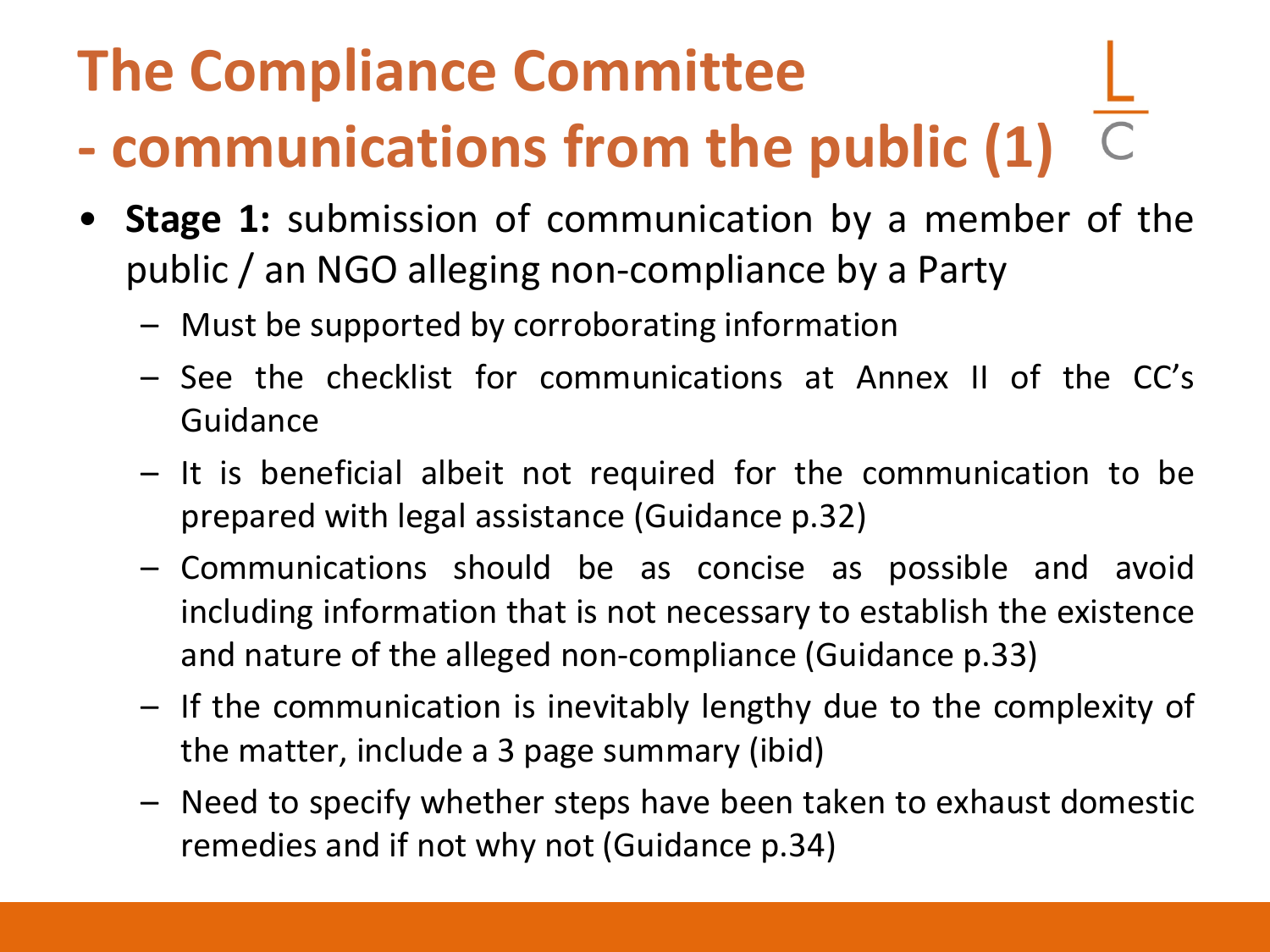# The Compliance Committee - communications from the public (1)

- **Stage 1:** submission of communication by a member of the public / an NGO alleging non-compliance by a Party
  - Must be supported by corroborating information
  - See the checklist for communications at Annex II of the CC's Guidance
  - It is beneficial albeit not required for the communication to be prepared with legal assistance (Guidance p.32)
  - Communications should be as concise as possible and avoid including information that is not necessary to establish the existence and nature of the alleged non-compliance (Guidance p.33)
  - If the communication is inevitably lengthy due to the complexity of the matter, include a 3 page summary (ibid)
  - Need to specify whether steps have been taken to exhaust domestic remedies and if not why not (Guidance p.34)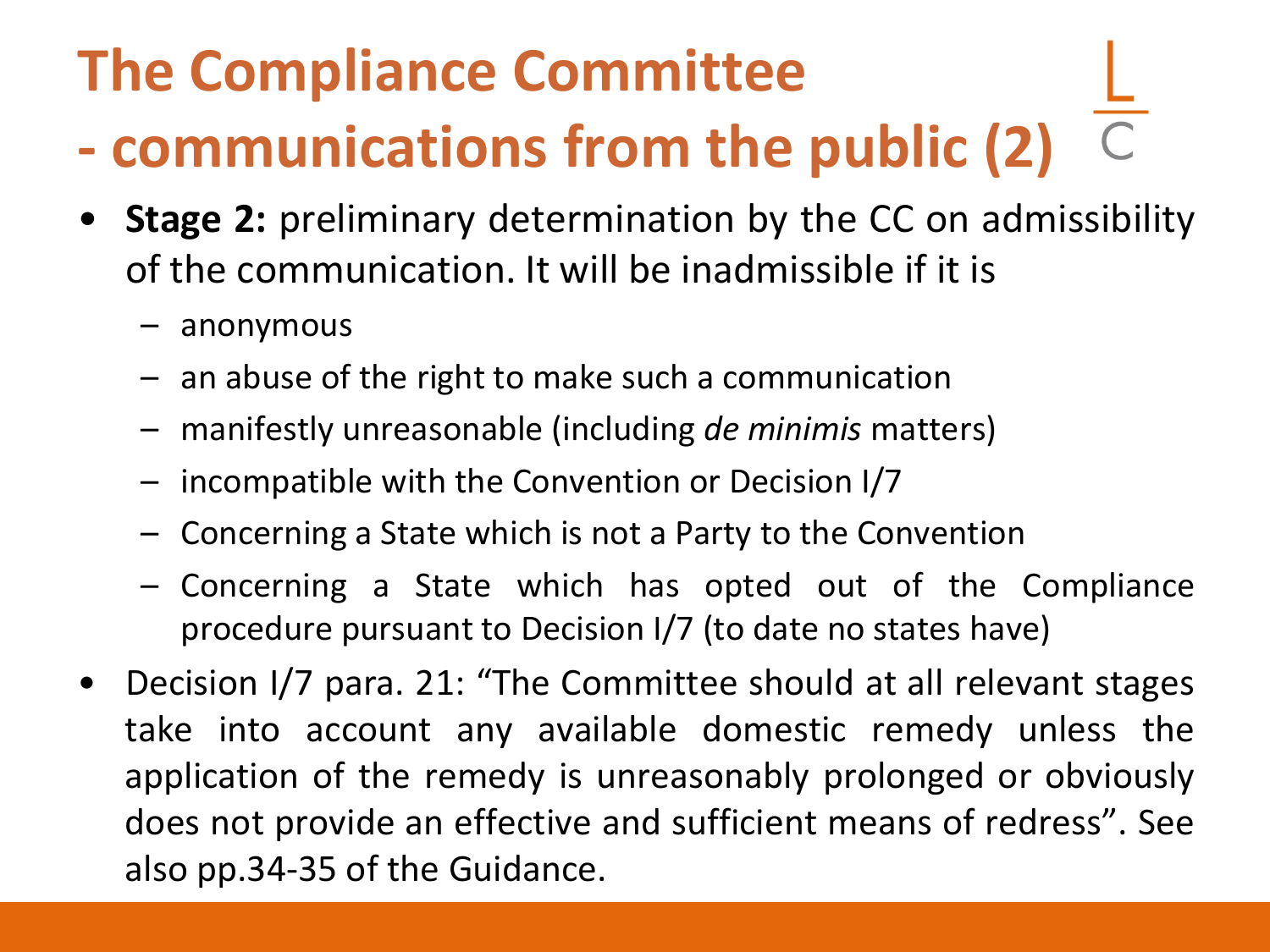# The Compliance Committee - communications from the public (2)

- **Stage 2:** preliminary determination by the CC on admissibility of the communication. It will be inadmissible if it is
  - anonymous
  - an abuse of the right to make such a communication
  - manifestly unreasonable (including *de minimis* matters)
  - incompatible with the Convention or Decision I/7
  - Concerning a State which is not a Party to the Convention
  - Concerning a State which has opted out of the Compliance procedure pursuant to Decision I/7 (to date no states have)
- Decision I/7 para. 21: "The Committee should at all relevant stages take into account any available domestic remedy unless the application of the remedy is unreasonably prolonged or obviously does not provide an effective and sufficient means of redress". See also pp.34-35 of the Guidance.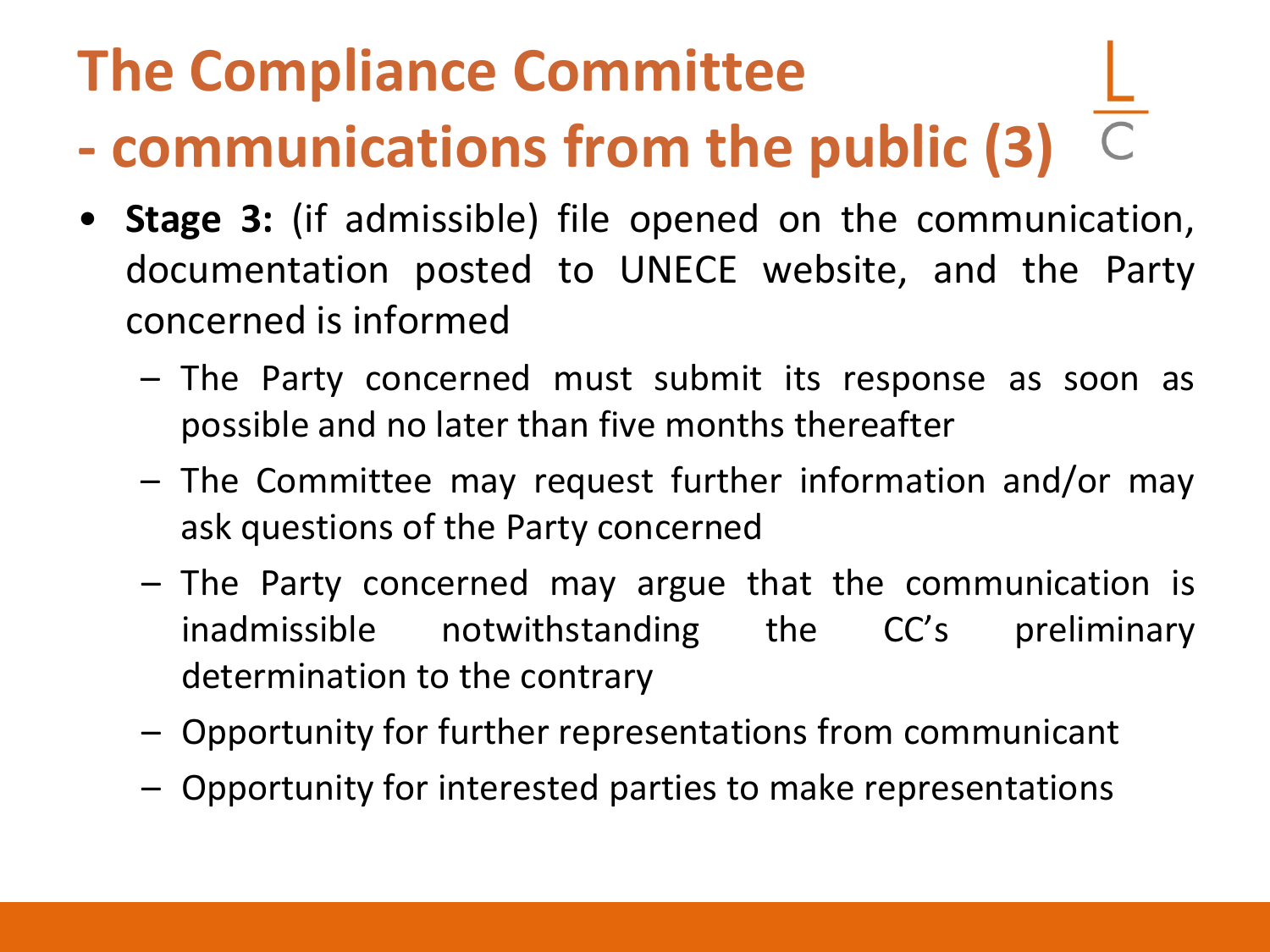# The Compliance Committee - communications from the public (3)

- **Stage 3:** (if admissible) file opened on the communication, documentation posted to UNECE website, and the Party concerned is informed
  - The Party concerned must submit its response as soon as possible and no later than five months thereafter
  - The Committee may request further information and/or may ask questions of the Party concerned
  - The Party concerned may argue that the communication is inadmissible notwithstanding the CC's preliminary determination to the contrary
  - Opportunity for further representations from communicant
  - Opportunity for interested parties to make representations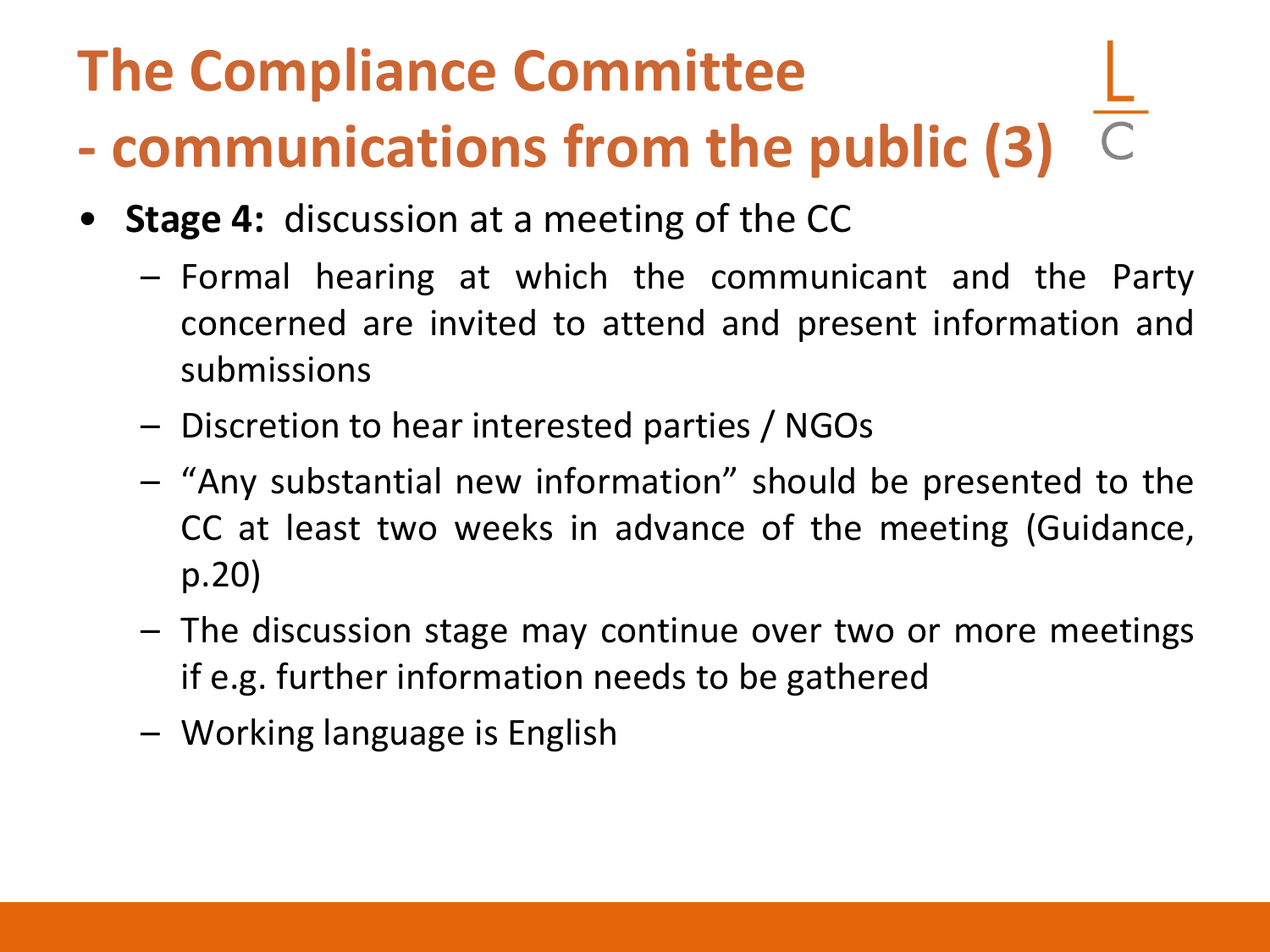# The Compliance Committee - communications from the public (3)

- **Stage 4:** discussion at a meeting of the CC
  - Formal hearing at which the communicant and the Party concerned are invited to attend and present information and submissions
  - Discretion to hear interested parties / NGOs
  - "Any substantial new information" should be presented to the CC at least two weeks in advance of the meeting (Guidance, p.20)
  - The discussion stage may continue over two or more meetings if e.g. further information needs to be gathered
  - Working language is English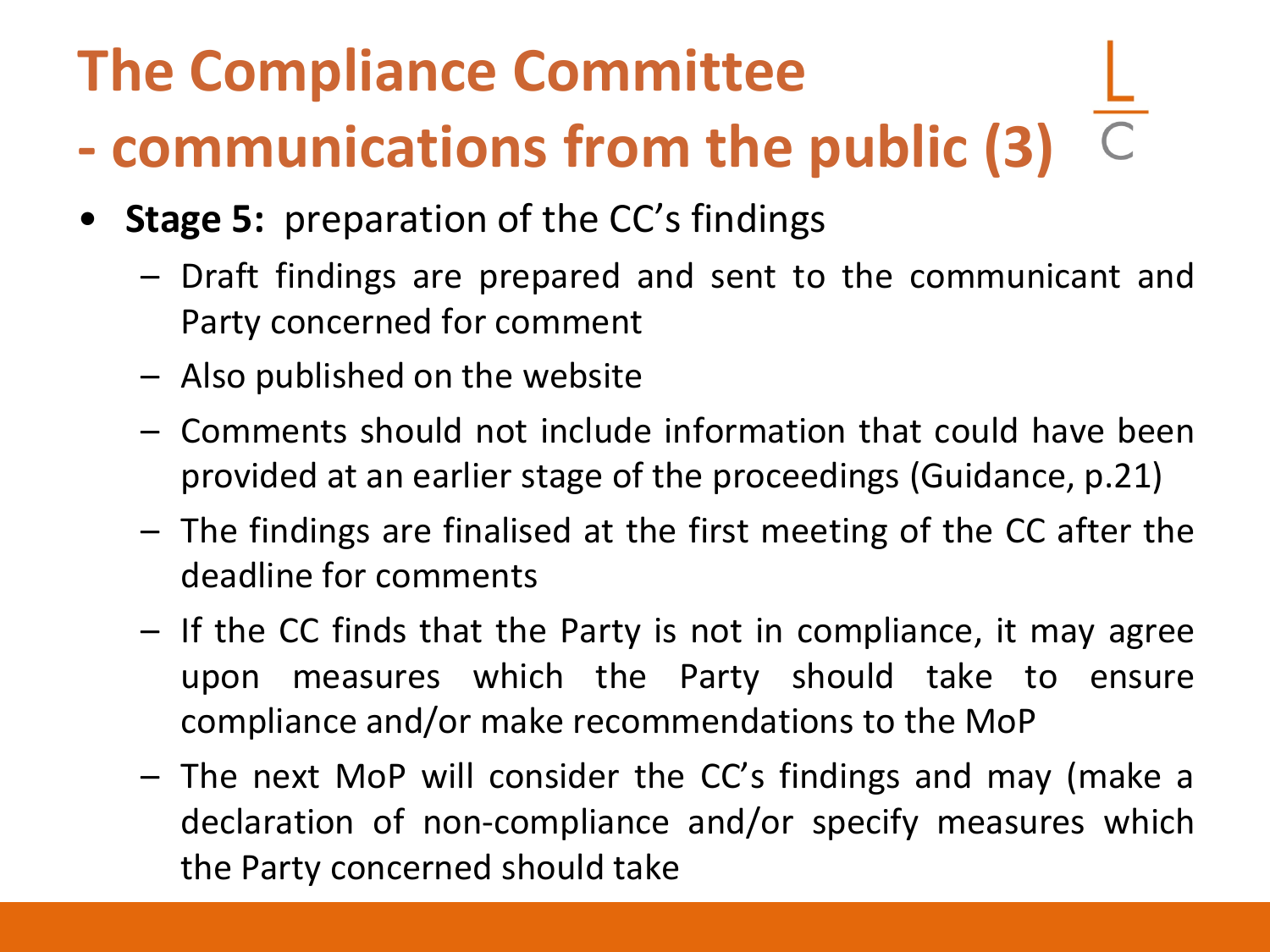# The Compliance Committee - communications from the public (3)

- **Stage 5:** preparation of the CC's findings
  - Draft findings are prepared and sent to the communicant and Party concerned for comment
  - Also published on the website
  - Comments should not include information that could have been provided at an earlier stage of the proceedings (Guidance, p.21)
  - The findings are finalised at the first meeting of the CC after the deadline for comments
  - If the CC finds that the Party is not in compliance, it may agree upon measures which the Party should take to ensure compliance and/or make recommendations to the MoP
  - The next MoP will consider the CC's findings and may (make a declaration of non-compliance and/or specify measures which the Party concerned should take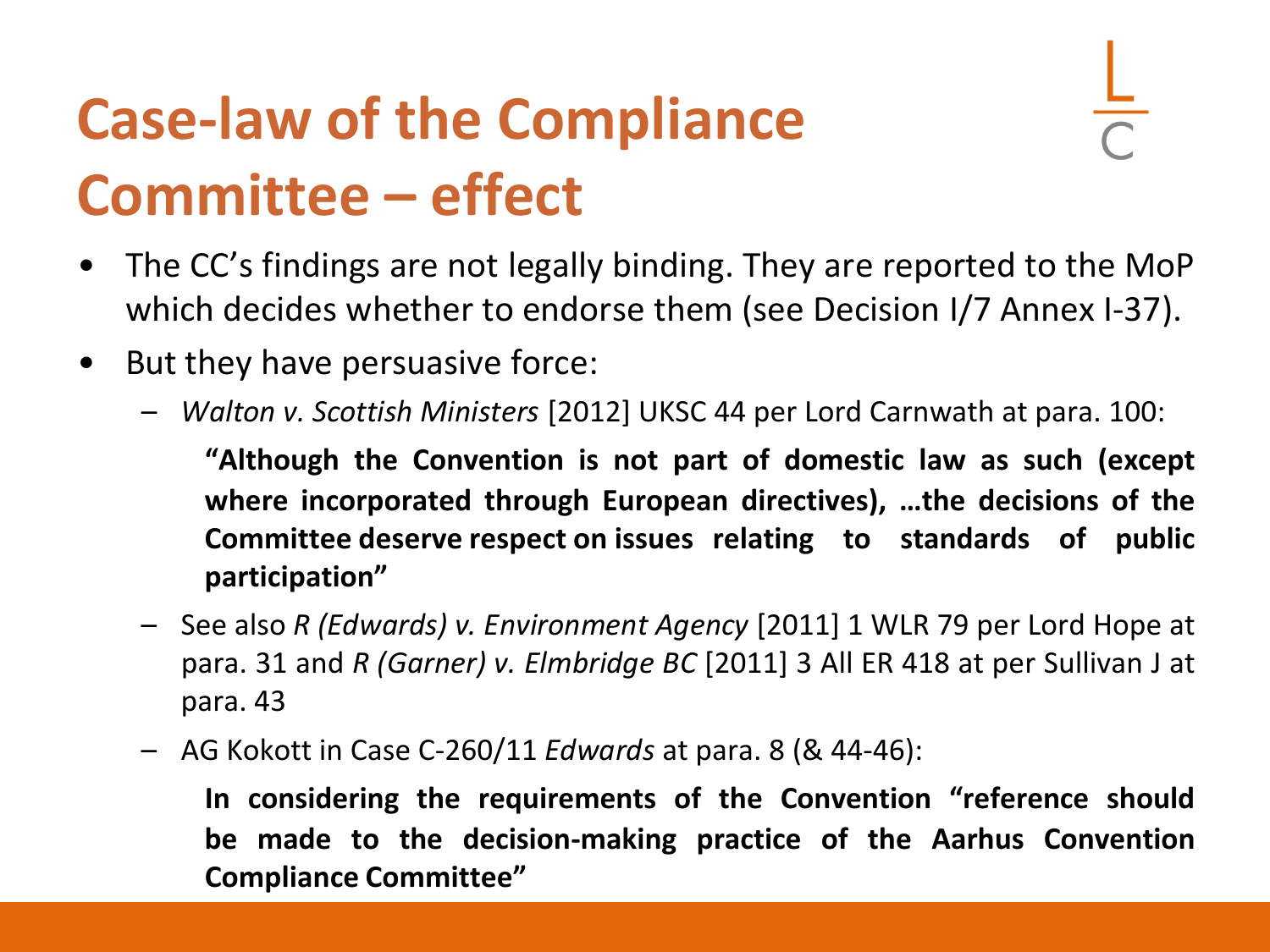# Case-law of the Compliance Committee – effect

- The CC's findings are not legally binding. They are reported to the MoP which decides whether to endorse them (see Decision I/7 Annex I-37).
- But they have persuasive force:
  - *Walton v. Scottish Ministers* [2012] UKSC 44 per Lord Carnwath at para. 100:

    **"Although the Convention is not part of domestic law as such (except where incorporated through European directives), …the decisions of the Committee deserve respect on issues relating to standards of public participation"**

  - See also *R (Edwards) v. Environment Agency* [2011] 1 WLR 79 per Lord Hope at para. 31 and *R (Garner) v. Elmbridge BC* [2011] 3 All ER 418 at per Sullivan J at para. 43
  - AG Kokott in Case C-260/11 *Edwards* at para. 8 (& 44-46):

    **In considering the requirements of the Convention "reference should be made to the decision-making practice of the Aarhus Convention Compliance Committee"**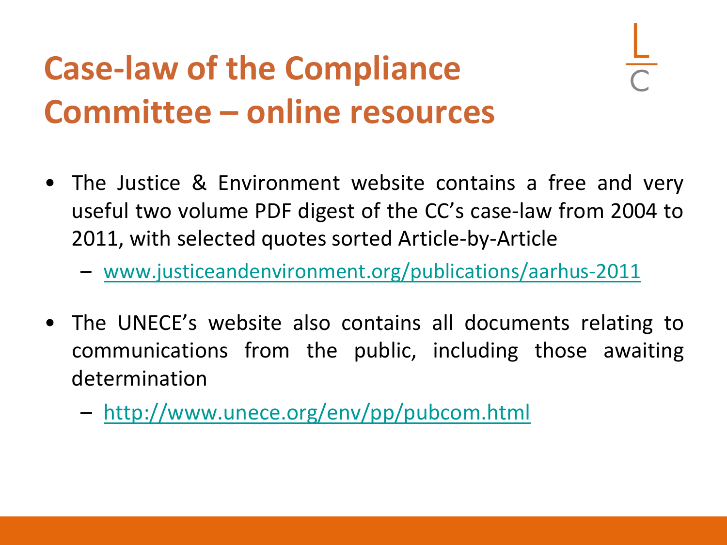# Case-law of the Compliance Committee – online resources

- The Justice & Environment website contains a free and very useful two volume PDF digest of the CC's case-law from 2004 to 2011, with selected quotes sorted Article-by-Article
  - www.justiceandenvironment.org/publications/aarhus-2011
- The UNECE's website also contains all documents relating to communications from the public, including those awaiting determination
  - http://www.unece.org/env/pp/pubcom.html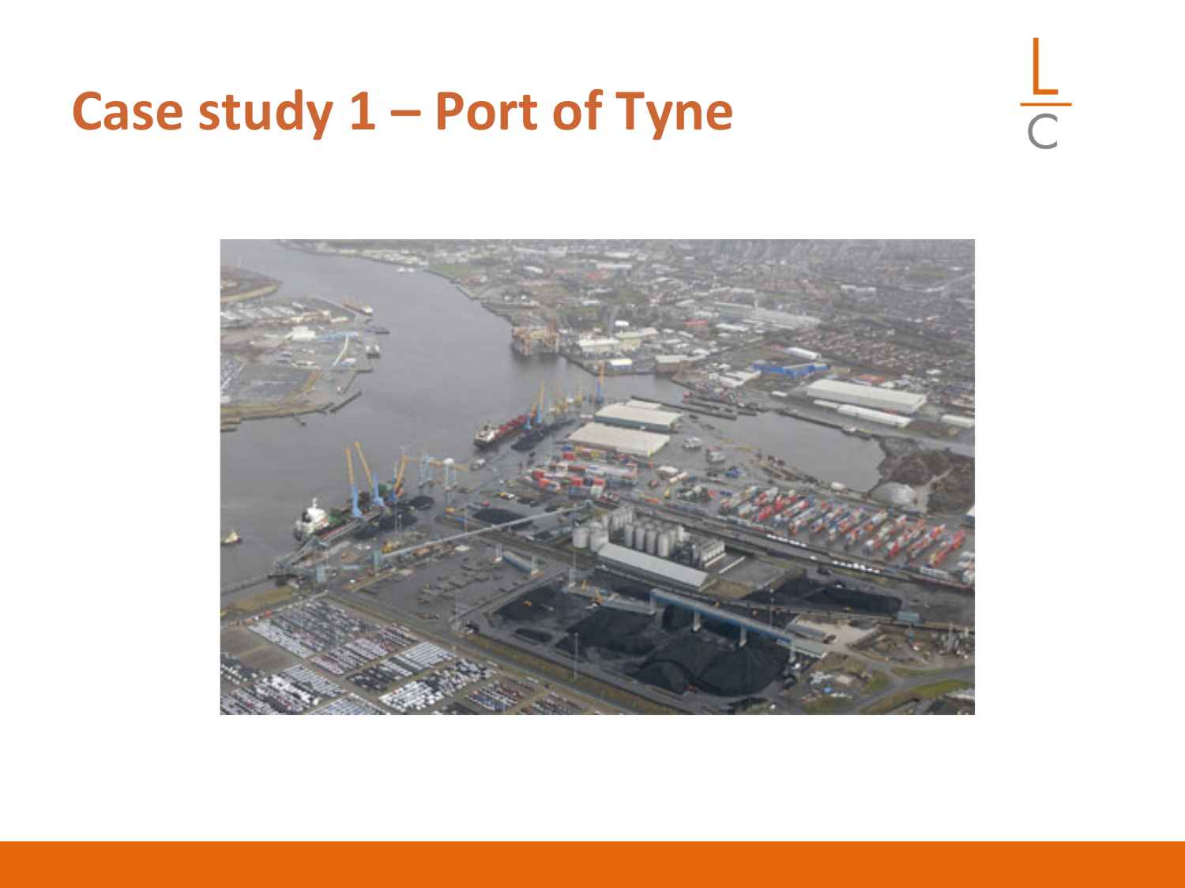# Case study 1 – Port of Tyne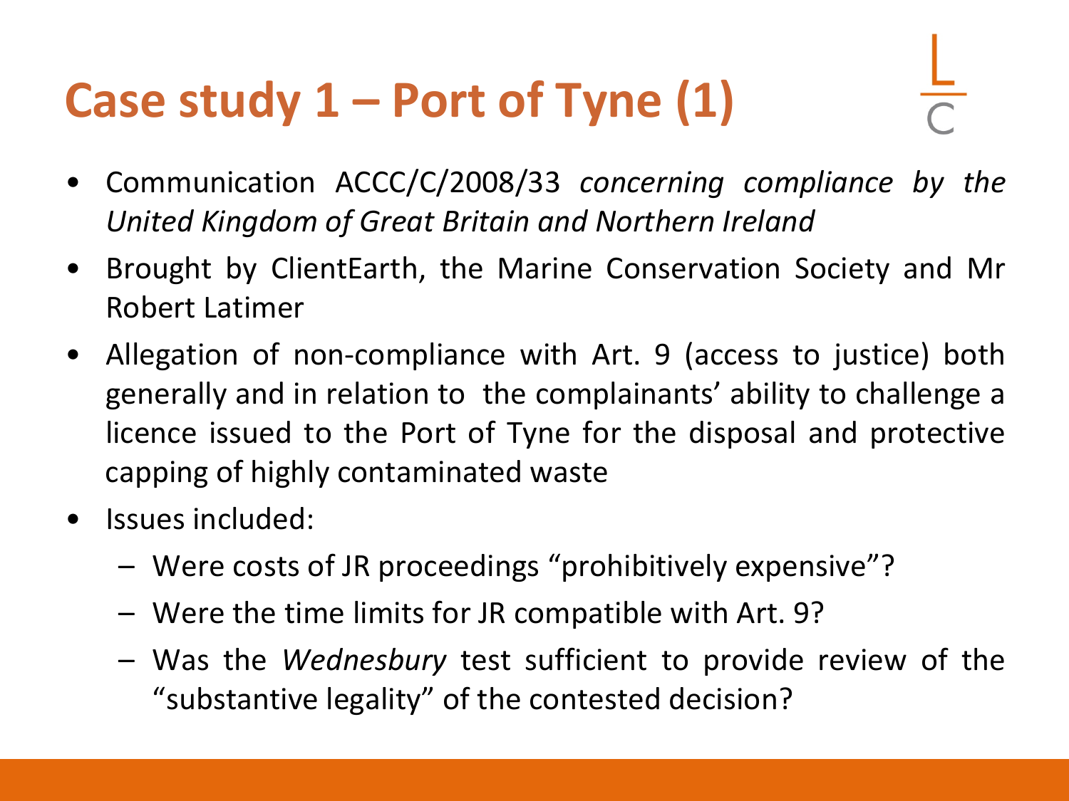# Case study 1 – Port of Tyne (1)

- Communication ACCC/C/2008/33 *concerning compliance by the United Kingdom of Great Britain and Northern Ireland*
- Brought by ClientEarth, the Marine Conservation Society and Mr Robert Latimer
- Allegation of non-compliance with Art. 9 (access to justice) both generally and in relation to the complainants' ability to challenge a licence issued to the Port of Tyne for the disposal and protective capping of highly contaminated waste
- Issues included:
  - Were costs of JR proceedings "prohibitively expensive"?
  - Were the time limits for JR compatible with Art. 9?
  - Was the *Wednesbury* test sufficient to provide review of the "substantive legality" of the contested decision?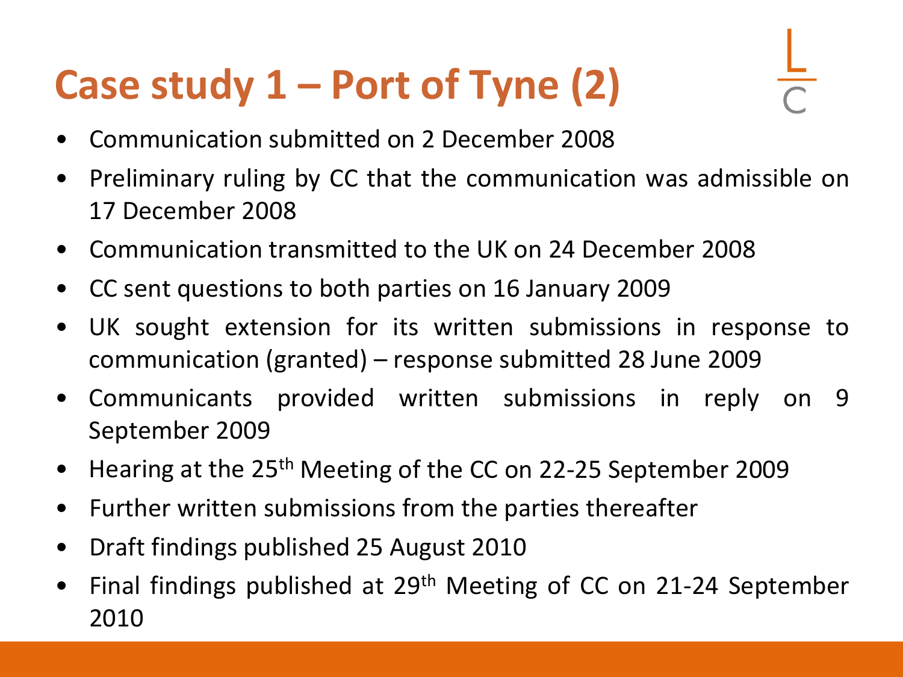# Case study 1 – Port of Tyne (2)

- Communication submitted on 2 December 2008
- Preliminary ruling by CC that the communication was admissible on 17 December 2008
- Communication transmitted to the UK on 24 December 2008
- CC sent questions to both parties on 16 January 2009
- UK sought extension for its written submissions in response to communication (granted) – response submitted 28 June 2009
- Communicants provided written submissions in reply on 9 September 2009
- Hearing at the 25th Meeting of the CC on 22-25 September 2009
- Further written submissions from the parties thereafter
- Draft findings published 25 August 2010
- Final findings published at 29th Meeting of CC on 21-24 September 2010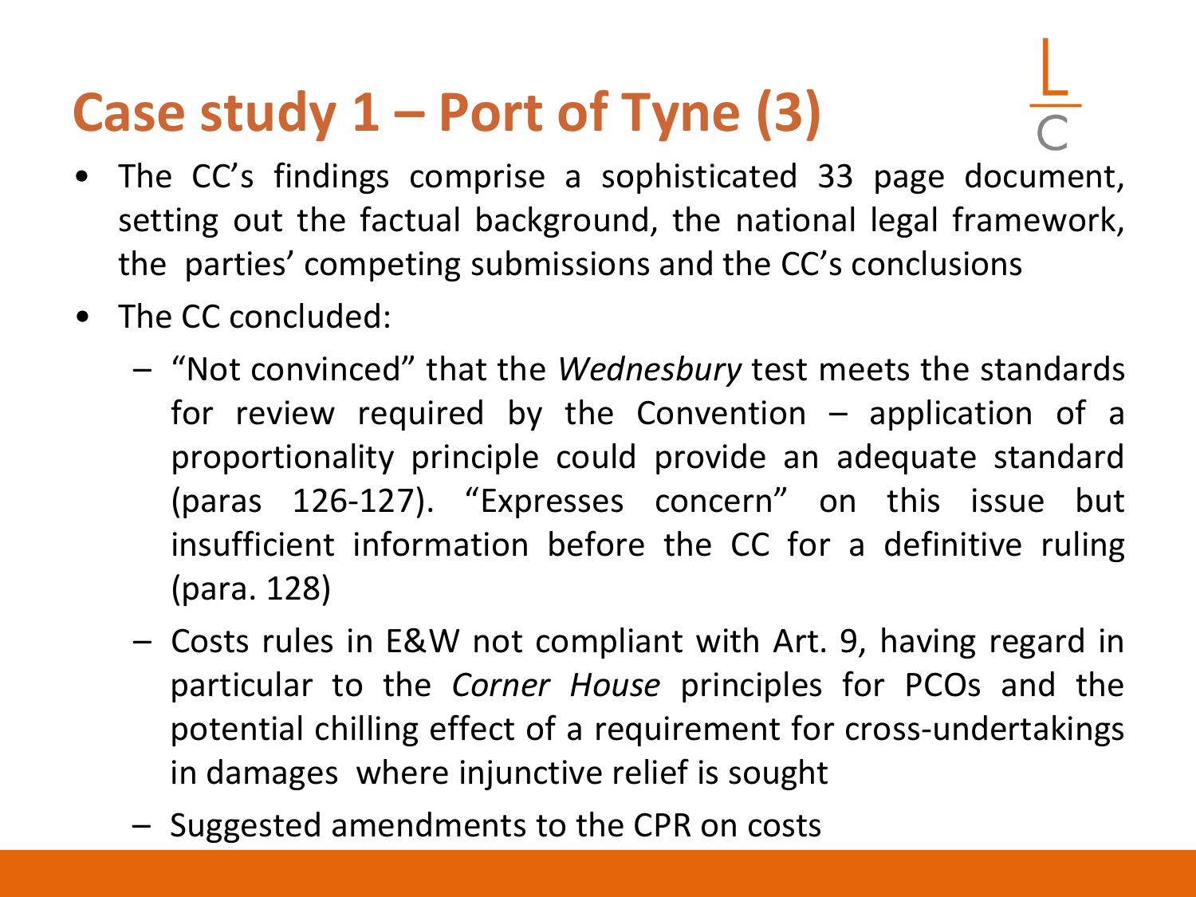# Case study 1 – Port of Tyne (3)

- The CC's findings comprise a sophisticated 33 page document, setting out the factual background, the national legal framework, the parties' competing submissions and the CC's conclusions
- The CC concluded:
  - "Not convinced" that the *Wednesbury* test meets the standards for review required by the Convention – application of a proportionality principle could provide an adequate standard (paras 126-127). "Expresses concern" on this issue but insufficient information before the CC for a definitive ruling (para. 128)
  - Costs rules in E&W not compliant with Art. 9, having regard in particular to the *Corner House* principles for PCOs and the potential chilling effect of a requirement for cross-undertakings in damages where injunctive relief is sought
  - Suggested amendments to the CPR on costs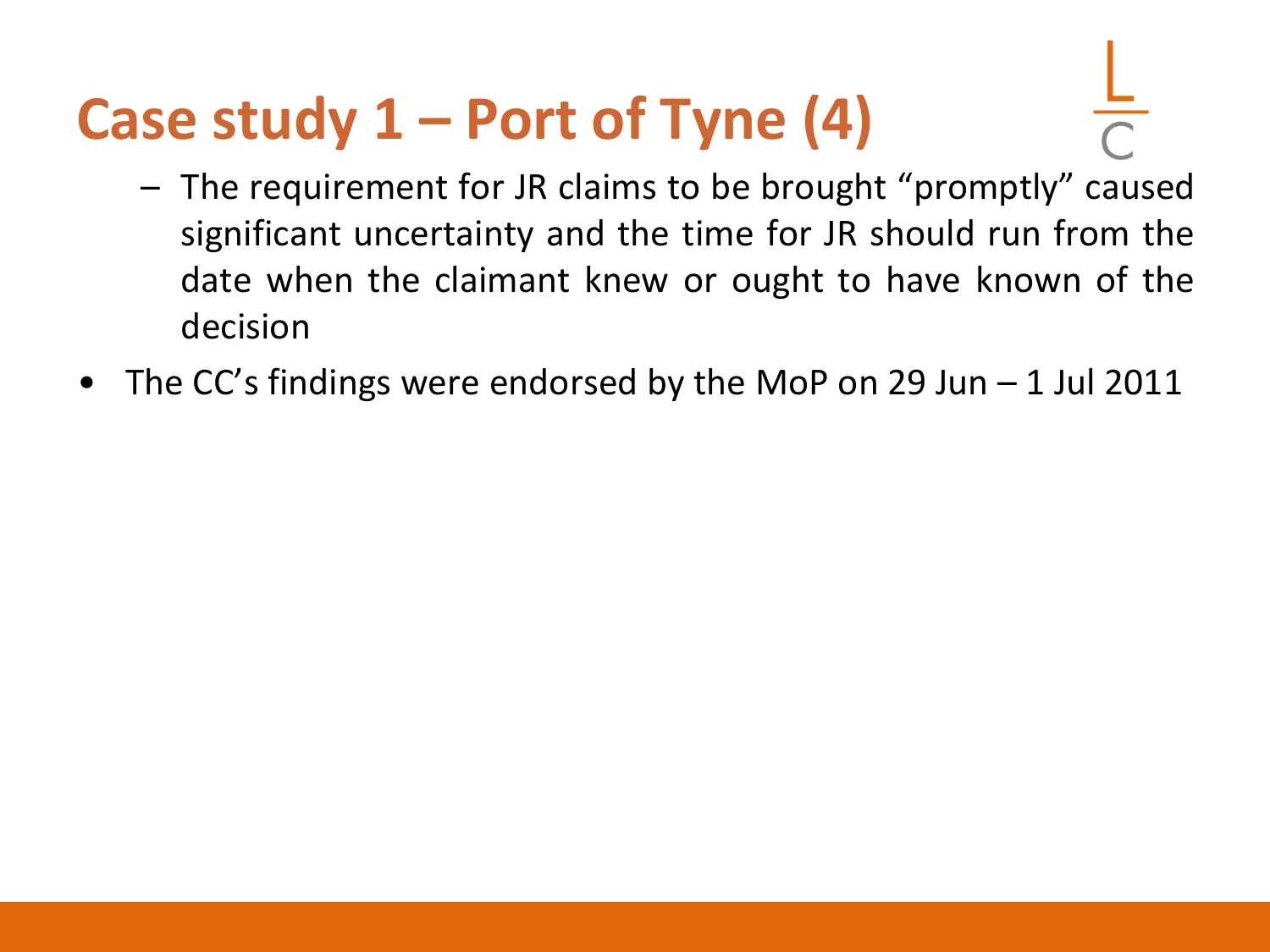# Case study 1 – Port of Tyne (4)

  - The requirement for JR claims to be brought "promptly" caused significant uncertainty and the time for JR should run from the date when the claimant knew or ought to have known of the decision
- The CC's findings were endorsed by the MoP on 29 Jun – 1 Jul 2011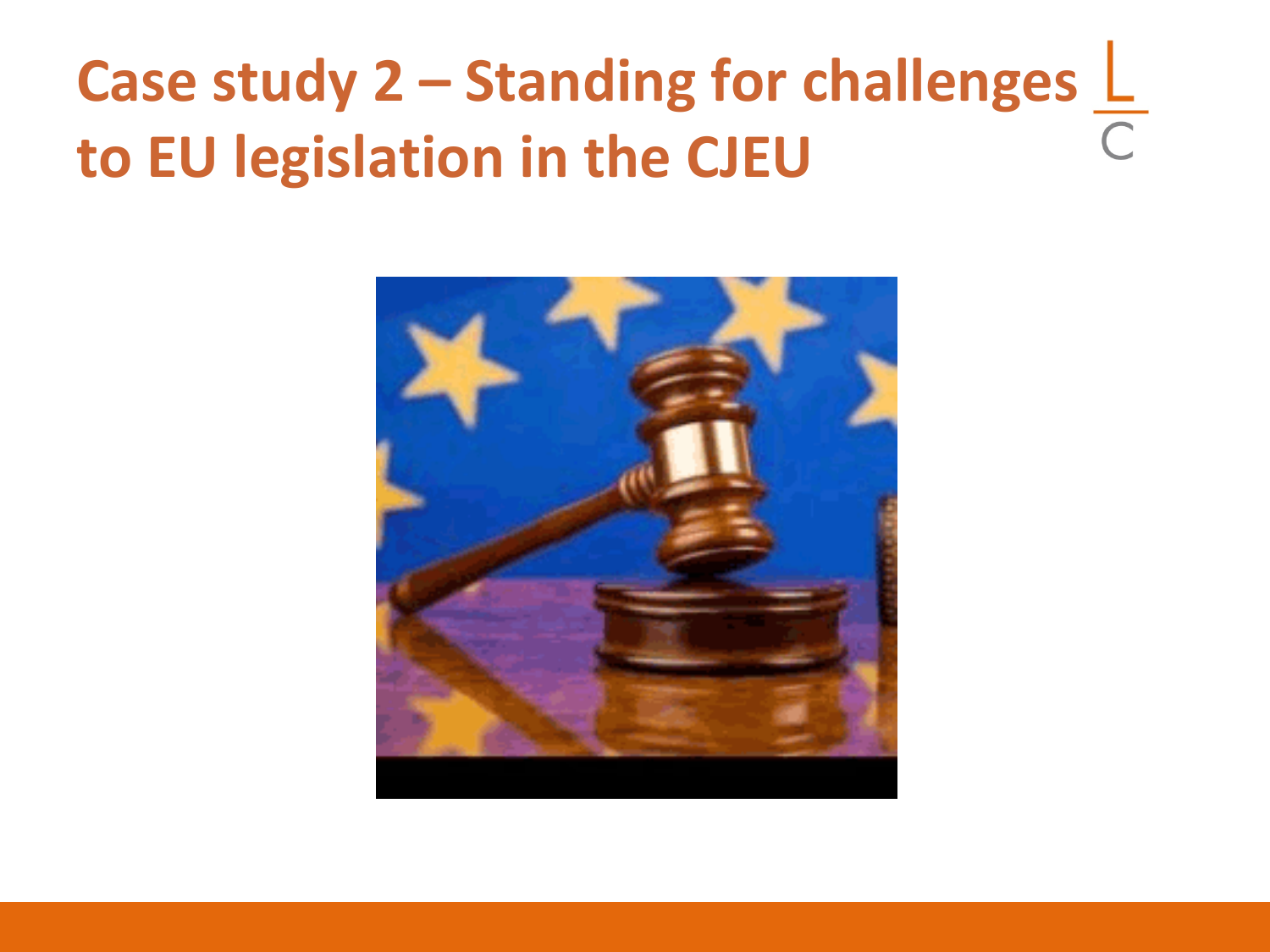# Case study 2 – Standing for challenges to EU legislation in the CJEU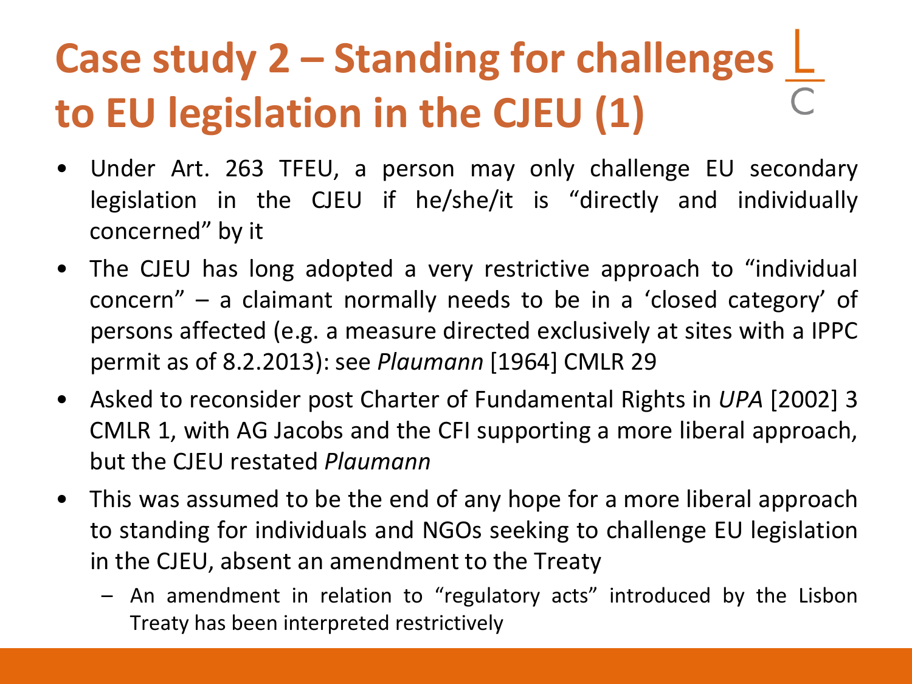# Case study 2 – Standing for challenges to EU legislation in the CJEU (1)

- Under Art. 263 TFEU, a person may only challenge EU secondary legislation in the CJEU if he/she/it is "directly and individually concerned" by it
- The CJEU has long adopted a very restrictive approach to "individual concern" – a claimant normally needs to be in a 'closed category' of persons affected (e.g. a measure directed exclusively at sites with a IPPC permit as of 8.2.2013): see *Plaumann* [1964] CMLR 29
- Asked to reconsider post Charter of Fundamental Rights in *UPA* [2002] 3 CMLR 1, with AG Jacobs and the CFI supporting a more liberal approach, but the CJEU restated *Plaumann*
- This was assumed to be the end of any hope for a more liberal approach to standing for individuals and NGOs seeking to challenge EU legislation in the CJEU, absent an amendment to the Treaty
  - An amendment in relation to "regulatory acts" introduced by the Lisbon Treaty has been interpreted restrictively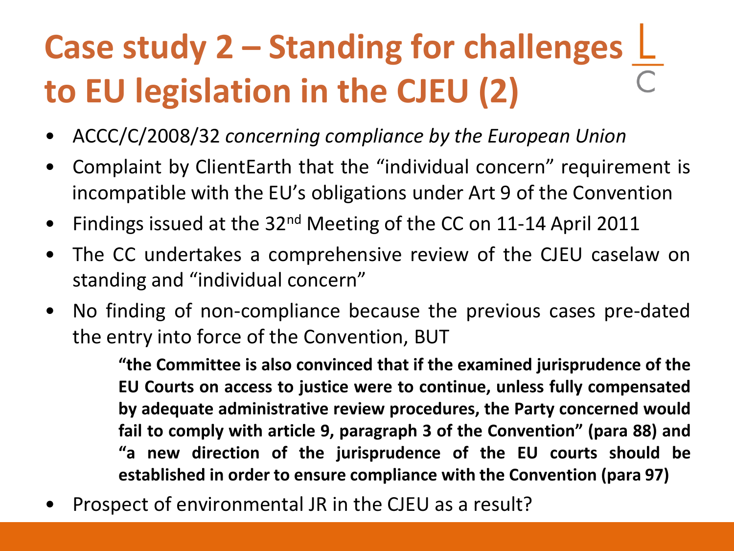# Case study 2 – Standing for challenges to EU legislation in the CJEU (2)

- ACCC/C/2008/32 *concerning compliance by the European Union*
- Complaint by ClientEarth that the "individual concern" requirement is incompatible with the EU's obligations under Art 9 of the Convention
- Findings issued at the 32nd Meeting of the CC on 11-14 April 2011
- The CC undertakes a comprehensive review of the CJEU caselaw on standing and "individual concern"
- No finding of non-compliance because the previous cases pre-dated the entry into force of the Convention, BUT

  > **"the Committee is also convinced that if the examined jurisprudence of the EU Courts on access to justice were to continue, unless fully compensated by adequate administrative review procedures, the Party concerned would fail to comply with article 9, paragraph 3 of the Convention" (para 88) and "a new direction of the jurisprudence of the EU courts should be established in order to ensure compliance with the Convention (para 97)**

- Prospect of environmental JR in the CJEU as a result?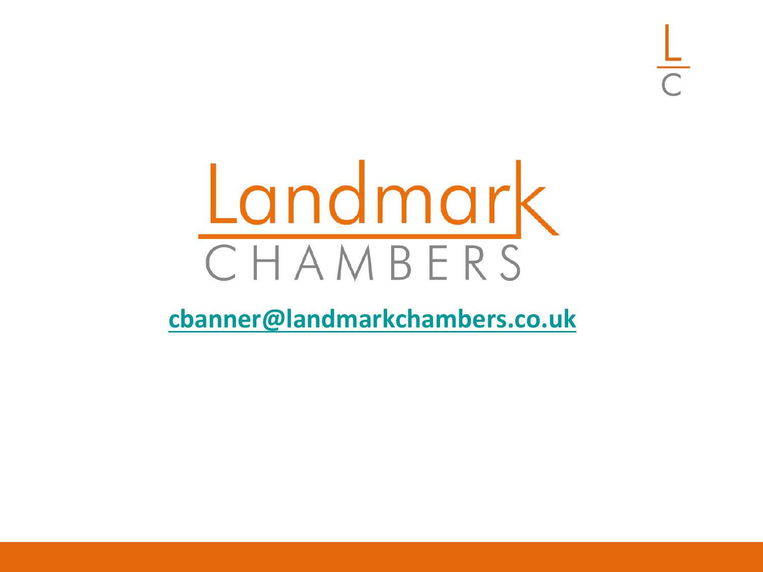Landmark

CHAMBERS

cbanner@landmarkchambers.co.uk